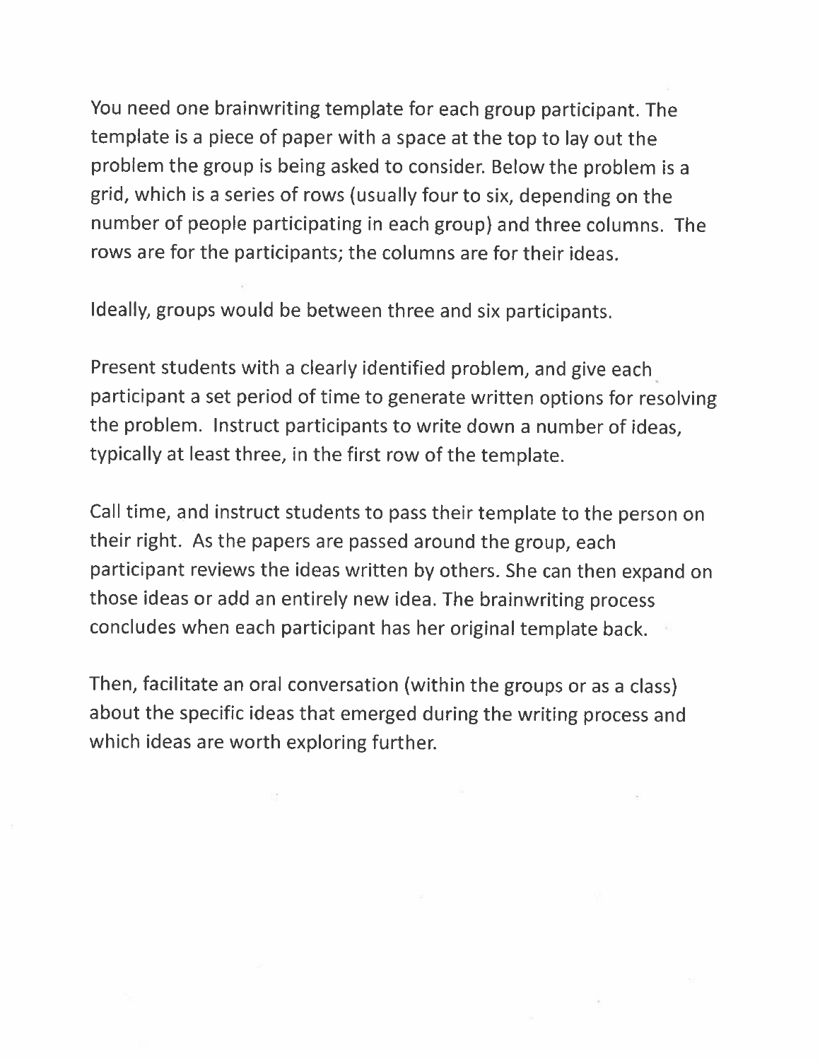You need one brainwriting template for each group participant. The template is a piece of paper with a space at the top to lay out the problem the group is being asked to consider. Below the problem is a grid, which is a series of rows (usually four to six, depending on the number of people participating in each group) and three columns. The rows are for the participants; the columns are for their ideas.

Ideally, groups would be between three and six participants.

Present students with a clearly identified problem, and give each participant a set period of time to generate written options for resolving the problem. Instruct participants to write down a number of ideas, typically at least three, in the first row of the template.

Call time, and instruct students to pass their template to the person on their right. As the papers are passed around the group, each participant reviews the ideas written by others. She can then expand on those ideas or add an entirely new idea. The brainwriting process concludes when each participant has her original template back.

Then, facilitate an oral conversation (within the groups or as a class) about the specific ideas that emerged during the writing process and which ideas are worth exploring further.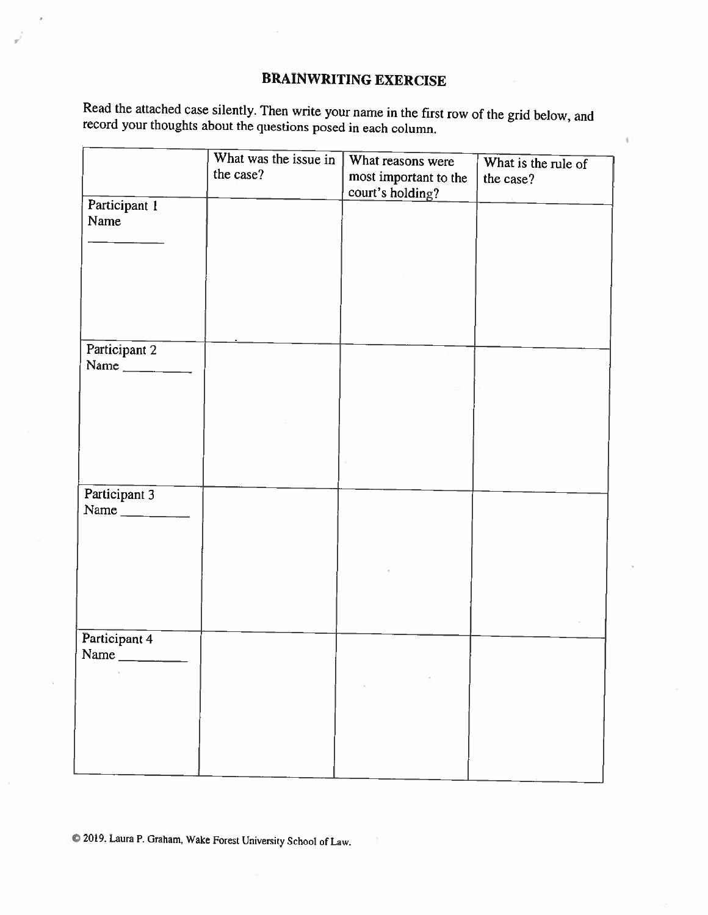# BRAINWRITING EXERCISE

Read the attached case silently. Then write your name in the first row of the grid below, and record your thoughts about the questions posed in each column.

| | What was the issue in the case? | What reasons were most important to the court's holding? | What is the rule of the case? |
|---|---|---|---|
| Participant 1 Name ________ | | | |
| Participant 2 Name ________ | | | |
| Participant 3 Name ________ | | | |
| Participant 4 Name ________ | | | |

© 2019. Laura P. Graham, Wake Forest University School of Law.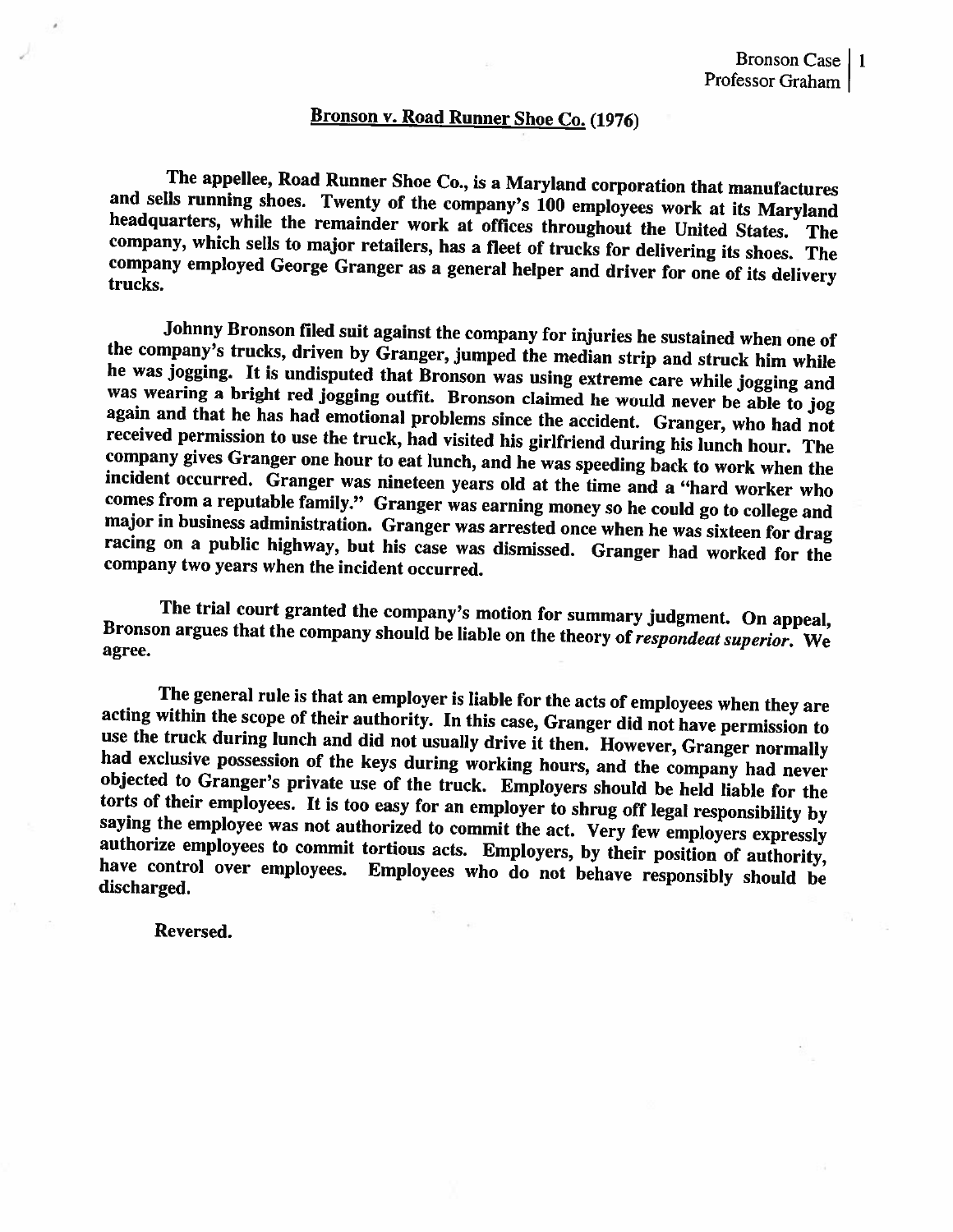**Bronson v. Road Runner Shoe Co. (1976)**

The appellee, Road Runner Shoe Co., is a Maryland corporation that manufactures and sells running shoes. Twenty of the company's 100 employees work at its Maryland headquarters, while the remainder work at offices throughout the United States. The company, which sells to major retailers, has a fleet of trucks for delivering its shoes. The company employed George Granger as a general helper and driver for one of its delivery trucks.

Johnny Bronson filed suit against the company for injuries he sustained when one of the company's trucks, driven by Granger, jumped the median strip and struck him while he was jogging. It is undisputed that Bronson was using extreme care while jogging and was wearing a bright red jogging outfit. Bronson claimed he would never be able to jog again and that he has had emotional problems since the accident. Granger, who had not received permission to use the truck, had visited his girlfriend during his lunch hour. The company gives Granger one hour to eat lunch, and he was speeding back to work when the incident occurred. Granger was nineteen years old at the time and a "hard worker who comes from a reputable family." Granger was earning money so he could go to college and major in business administration. Granger was arrested once when he was sixteen for drag racing on a public highway, but his case was dismissed. Granger had worked for the company two years when the incident occurred.

The trial court granted the company's motion for summary judgment. On appeal, Bronson argues that the company should be liable on the theory of *respondeat superior*. We agree.

The general rule is that an employer is liable for the acts of employees when they are acting within the scope of their authority. In this case, Granger did not have permission to use the truck during lunch and did not usually drive it then. However, Granger normally had exclusive possession of the keys during working hours, and the company had never objected to Granger's private use of the truck. Employers should be held liable for the torts of their employees. It is too easy for an employer to shrug off legal responsibility by saying the employee was not authorized to commit the act. Very few employers expressly authorize employees to commit tortious acts. Employers, by their position of authority, have control over employees. Employees who do not behave responsibly should be discharged.

**Reversed.**